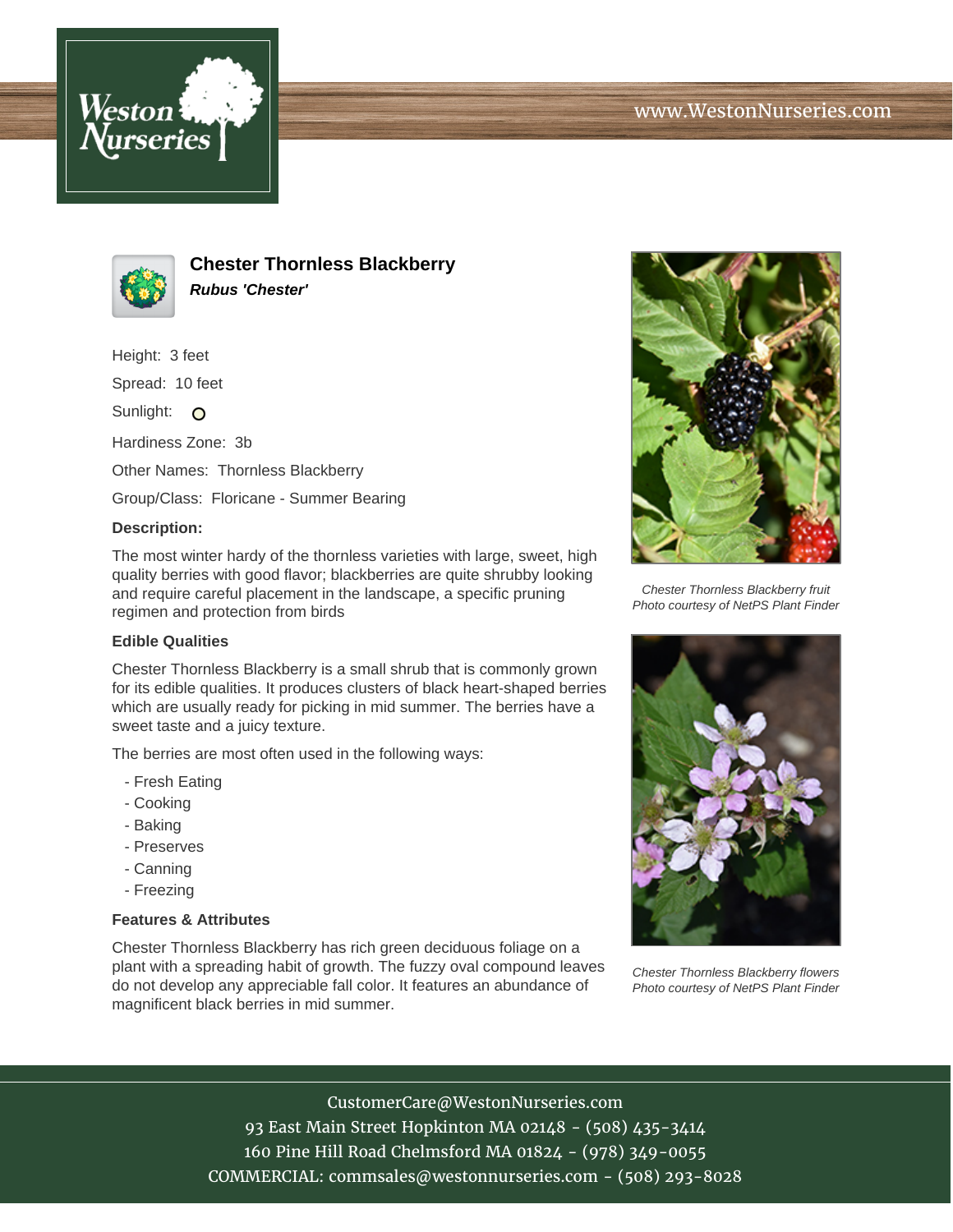Weston Nurseries

www.WestonNurseries.com

# Chester Thornless Blackberry

***Rubus 'Chester'***

Height: 3 feet

Spread: 10 feet

Sunlight:

Hardiness Zone: 3b

Other Names: Thornless Blackberry

Group/Class: Floricane - Summer Bearing

### Description:

The most winter hardy of the thornless varieties with large, sweet, high quality berries with good flavor; blackberries are quite shrubby looking and require careful placement in the landscape, a specific pruning regimen and protection from birds

### Edible Qualities

Chester Thornless Blackberry is a small shrub that is commonly grown for its edible qualities. It produces clusters of black heart-shaped berries which are usually ready for picking in mid summer. The berries have a sweet taste and a juicy texture.

The berries are most often used in the following ways:

- Fresh Eating
- Cooking
- Baking
- Preserves
- Canning
- Freezing

### Features & Attributes

Chester Thornless Blackberry has rich green deciduous foliage on a plant with a spreading habit of growth. The fuzzy oval compound leaves do not develop any appreciable fall color. It features an abundance of magnificent black berries in mid summer.

*Chester Thornless Blackberry fruit*
*Photo courtesy of NetPS Plant Finder*

*Chester Thornless Blackberry flowers*
*Photo courtesy of NetPS Plant Finder*

CustomerCare@WestonNurseries.com
93 East Main Street Hopkinton MA 02148 - (508) 435-3414
160 Pine Hill Road Chelmsford MA 01824 - (978) 349-0055
COMMERCIAL: commsales@westonnurseries.com - (508) 293-8028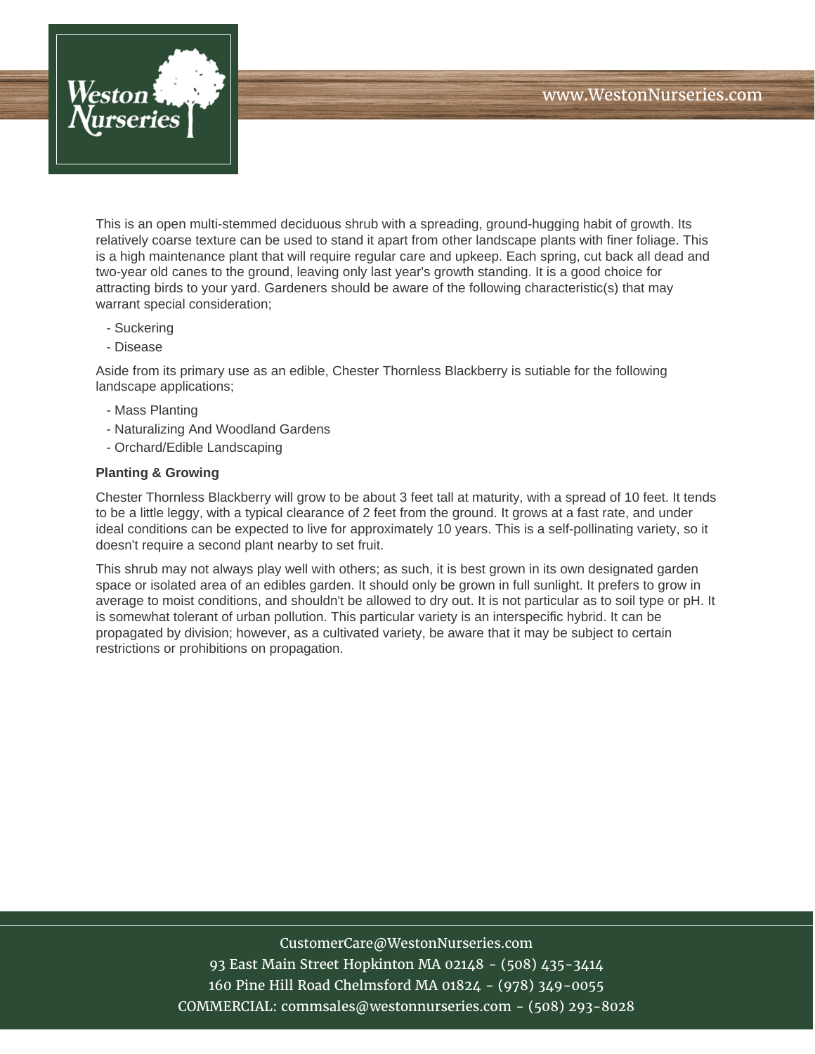This is an open multi-stemmed deciduous shrub with a spreading, ground-hugging habit of growth. Its relatively coarse texture can be used to stand it apart from other landscape plants with finer foliage. This is a high maintenance plant that will require regular care and upkeep. Each spring, cut back all dead and two-year old canes to the ground, leaving only last year's growth standing. It is a good choice for attracting birds to your yard. Gardeners should be aware of the following characteristic(s) that may warrant special consideration;

- Suckering
- Disease

Aside from its primary use as an edible, Chester Thornless Blackberry is sutiable for the following landscape applications;

- Mass Planting
- Naturalizing And Woodland Gardens
- Orchard/Edible Landscaping

**Planting & Growing**

Chester Thornless Blackberry will grow to be about 3 feet tall at maturity, with a spread of 10 feet. It tends to be a little leggy, with a typical clearance of 2 feet from the ground. It grows at a fast rate, and under ideal conditions can be expected to live for approximately 10 years. This is a self-pollinating variety, so it doesn't require a second plant nearby to set fruit.

This shrub may not always play well with others; as such, it is best grown in its own designated garden space or isolated area of an edibles garden. It should only be grown in full sunlight. It prefers to grow in average to moist conditions, and shouldn't be allowed to dry out. It is not particular as to soil type or pH. It is somewhat tolerant of urban pollution. This particular variety is an interspecific hybrid. It can be propagated by division; however, as a cultivated variety, be aware that it may be subject to certain restrictions or prohibitions on propagation.